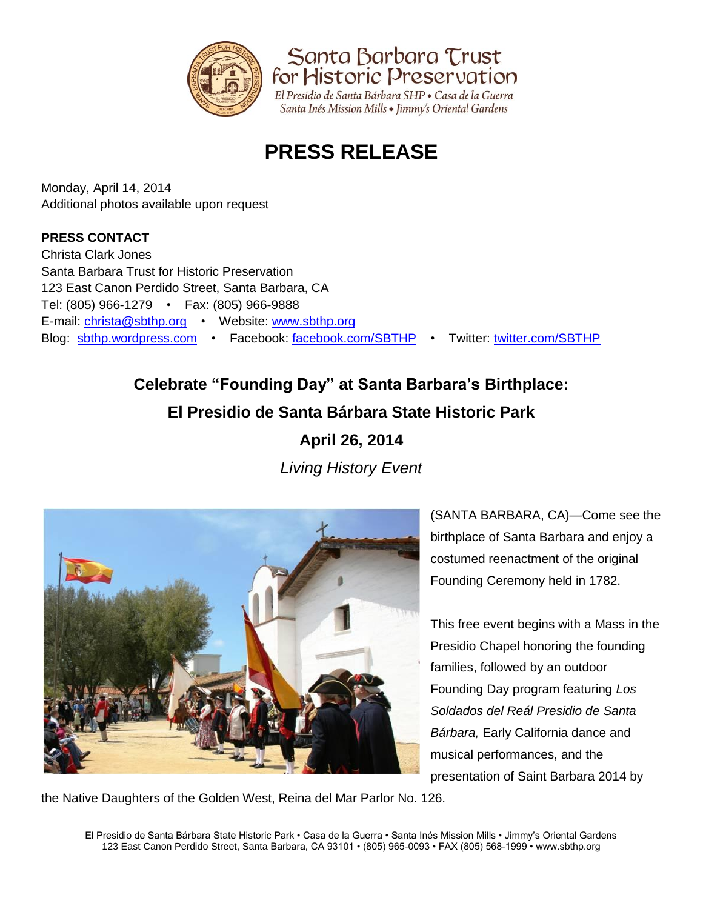Santa Barbara Trust for Historic Preservation

*El Presidio de Santa Bárbara SHP • Casa de la Guerra*
*Santa Inés Mission Mills • Jimmy's Oriental Gardens*

# PRESS RELEASE

Monday, April 14, 2014
Additional photos available upon request

**PRESS CONTACT**
Christa Clark Jones
Santa Barbara Trust for Historic Preservation
123 East Canon Perdido Street, Santa Barbara, CA
Tel: (805) 966-1279 • Fax: (805) 966-9888
E-mail: christa@sbthp.org • Website: www.sbthp.org
Blog: sbthp.wordpress.com • Facebook: facebook.com/SBTHP • Twitter: twitter.com/SBTHP

## Celebrate "Founding Day" at Santa Barbara's Birthplace:
## El Presidio de Santa Bárbara State Historic Park
## April 26, 2014

*Living History Event*

(SANTA BARBARA, CA)—Come see the birthplace of Santa Barbara and enjoy a costumed reenactment of the original Founding Ceremony held in 1782.

This free event begins with a Mass in the Presidio Chapel honoring the founding families, followed by an outdoor Founding Day program featuring *Los Soldados del Reál Presidio de Santa Bárbara,* Early California dance and musical performances, and the presentation of Saint Barbara 2014 by the Native Daughters of the Golden West, Reina del Mar Parlor No. 126.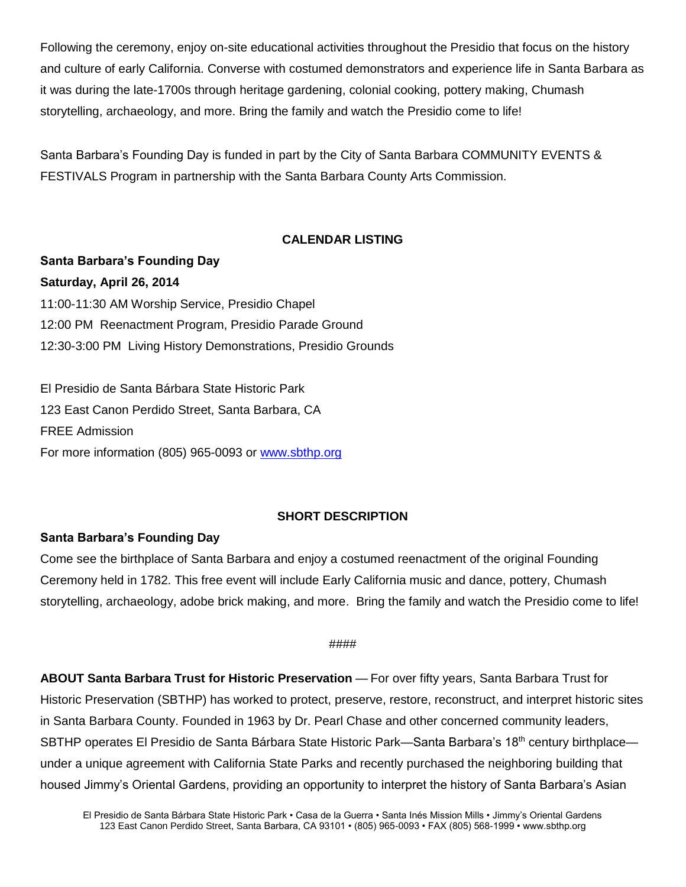Following the ceremony, enjoy on-site educational activities throughout the Presidio that focus on the history and culture of early California. Converse with costumed demonstrators and experience life in Santa Barbara as it was during the late-1700s through heritage gardening, colonial cooking, pottery making, Chumash storytelling, archaeology, and more. Bring the family and watch the Presidio come to life!

Santa Barbara's Founding Day is funded in part by the City of Santa Barbara COMMUNITY EVENTS & FESTIVALS Program in partnership with the Santa Barbara County Arts Commission.

## CALENDAR LISTING

**Santa Barbara's Founding Day**
**Saturday, April 26, 2014**
11:00-11:30 AM Worship Service, Presidio Chapel
12:00 PM Reenactment Program, Presidio Parade Ground
12:30-3:00 PM Living History Demonstrations, Presidio Grounds

El Presidio de Santa Bárbara State Historic Park
123 East Canon Perdido Street, Santa Barbara, CA
FREE Admission
For more information (805) 965-0093 or www.sbthp.org

## SHORT DESCRIPTION

**Santa Barbara's Founding Day**
Come see the birthplace of Santa Barbara and enjoy a costumed reenactment of the original Founding Ceremony held in 1782. This free event will include Early California music and dance, pottery, Chumash storytelling, archaeology, adobe brick making, and more. Bring the family and watch the Presidio come to life!

####

**ABOUT Santa Barbara Trust for Historic Preservation** — For over fifty years, Santa Barbara Trust for Historic Preservation (SBTHP) has worked to protect, preserve, restore, reconstruct, and interpret historic sites in Santa Barbara County. Founded in 1963 by Dr. Pearl Chase and other concerned community leaders, SBTHP operates El Presidio de Santa Bárbara State Historic Park—Santa Barbara's 18th century birthplace—under a unique agreement with California State Parks and recently purchased the neighboring building that housed Jimmy's Oriental Gardens, providing an opportunity to interpret the history of Santa Barbara's Asian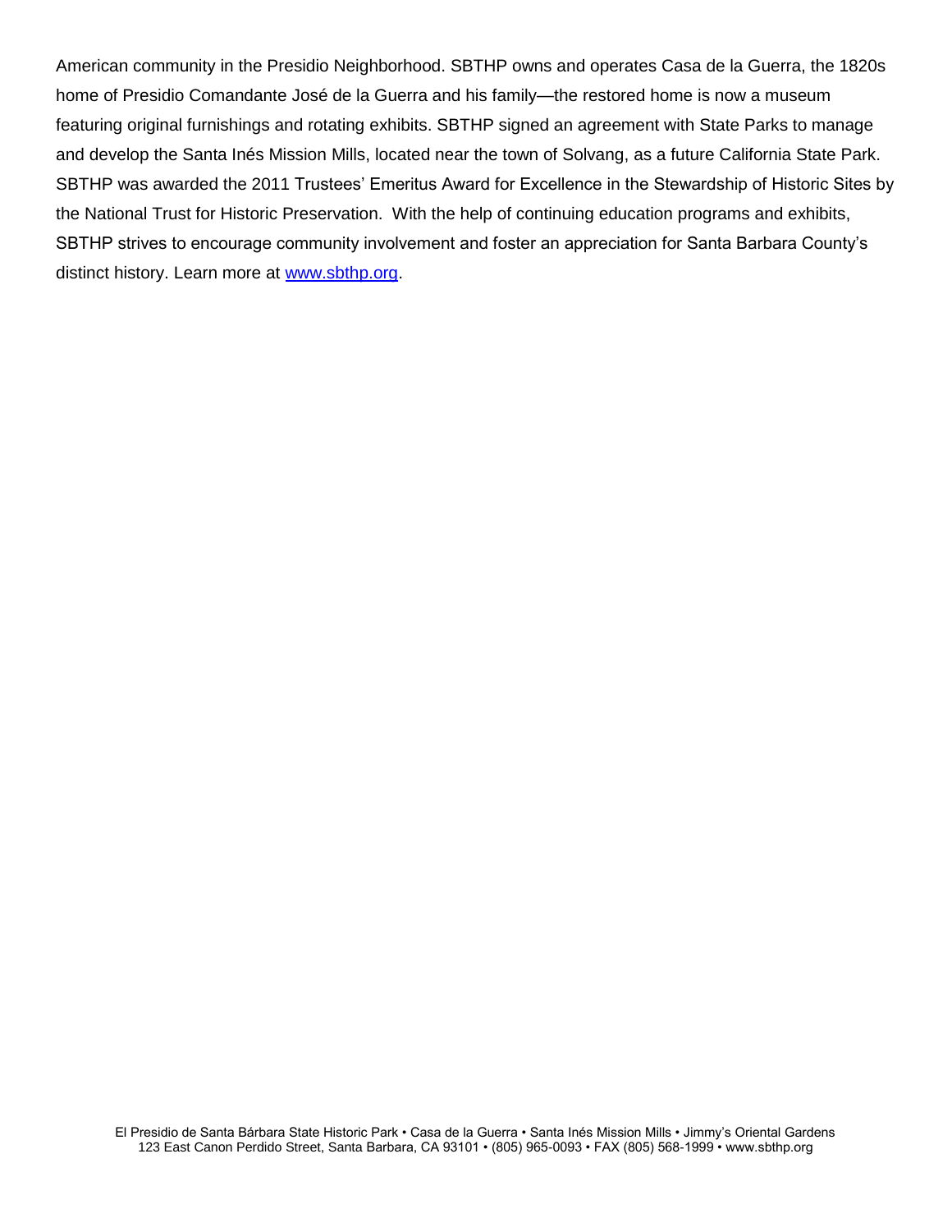American community in the Presidio Neighborhood. SBTHP owns and operates Casa de la Guerra, the 1820s home of Presidio Comandante José de la Guerra and his family—the restored home is now a museum featuring original furnishings and rotating exhibits. SBTHP signed an agreement with State Parks to manage and develop the Santa Inés Mission Mills, located near the town of Solvang, as a future California State Park. SBTHP was awarded the 2011 Trustees' Emeritus Award for Excellence in the Stewardship of Historic Sites by the National Trust for Historic Preservation. With the help of continuing education programs and exhibits, SBTHP strives to encourage community involvement and foster an appreciation for Santa Barbara County's distinct history. Learn more at [www.sbthp.org](http://www.sbthp.org).